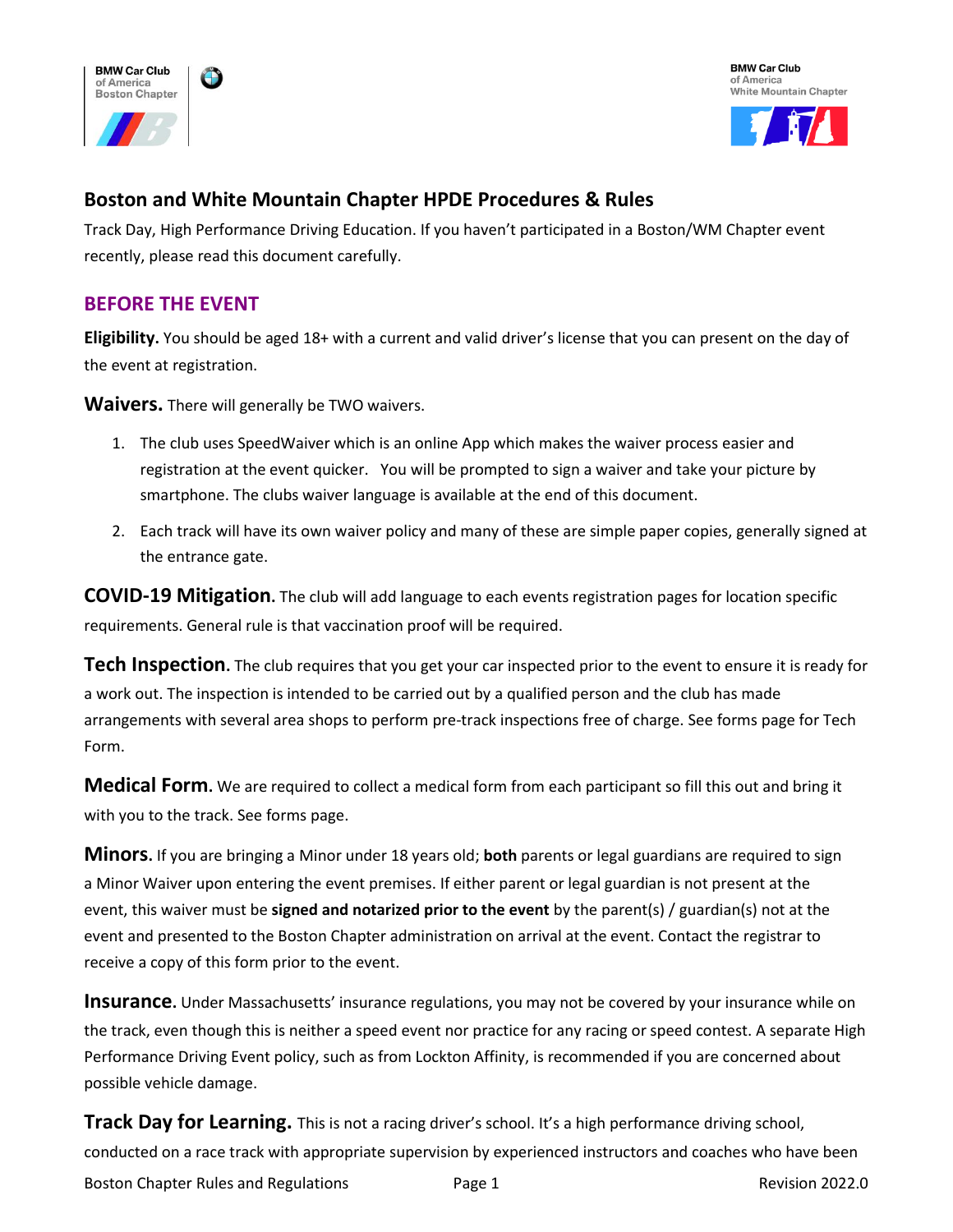BMW Car Club of America Boston Chapter

BMW Car Club of America White Mountain Chapter

# Boston and White Mountain Chapter HPDE Procedures & Rules

Track Day, High Performance Driving Education. If you haven't participated in a Boston/WM Chapter event recently, please read this document carefully.

## BEFORE THE EVENT

**Eligibility.** You should be aged 18+ with a current and valid driver's license that you can present on the day of the event at registration.

**Waivers.** There will generally be TWO waivers.

1. The club uses SpeedWaiver which is an online App which makes the waiver process easier and registration at the event quicker. You will be prompted to sign a waiver and take your picture by smartphone. The clubs waiver language is available at the end of this document.
2. Each track will have its own waiver policy and many of these are simple paper copies, generally signed at the entrance gate.

**COVID-19 Mitigation.** The club will add language to each events registration pages for location specific requirements. General rule is that vaccination proof will be required.

**Tech Inspection.** The club requires that you get your car inspected prior to the event to ensure it is ready for a work out. The inspection is intended to be carried out by a qualified person and the club has made arrangements with several area shops to perform pre-track inspections free of charge. See forms page for Tech Form.

**Medical Form.** We are required to collect a medical form from each participant so fill this out and bring it with you to the track. See forms page.

**Minors.** If you are bringing a Minor under 18 years old; **both** parents or legal guardians are required to sign a Minor Waiver upon entering the event premises. If either parent or legal guardian is not present at the event, this waiver must be **signed and notarized prior to the event** by the parent(s) / guardian(s) not at the event and presented to the Boston Chapter administration on arrival at the event. Contact the registrar to receive a copy of this form prior to the event.

**Insurance.** Under Massachusetts' insurance regulations, you may not be covered by your insurance while on the track, even though this is neither a speed event nor practice for any racing or speed contest. A separate High Performance Driving Event policy, such as from Lockton Affinity, is recommended if you are concerned about possible vehicle damage.

**Track Day for Learning.** This is not a racing driver's school. It's a high performance driving school, conducted on a race track with appropriate supervision by experienced instructors and coaches who have been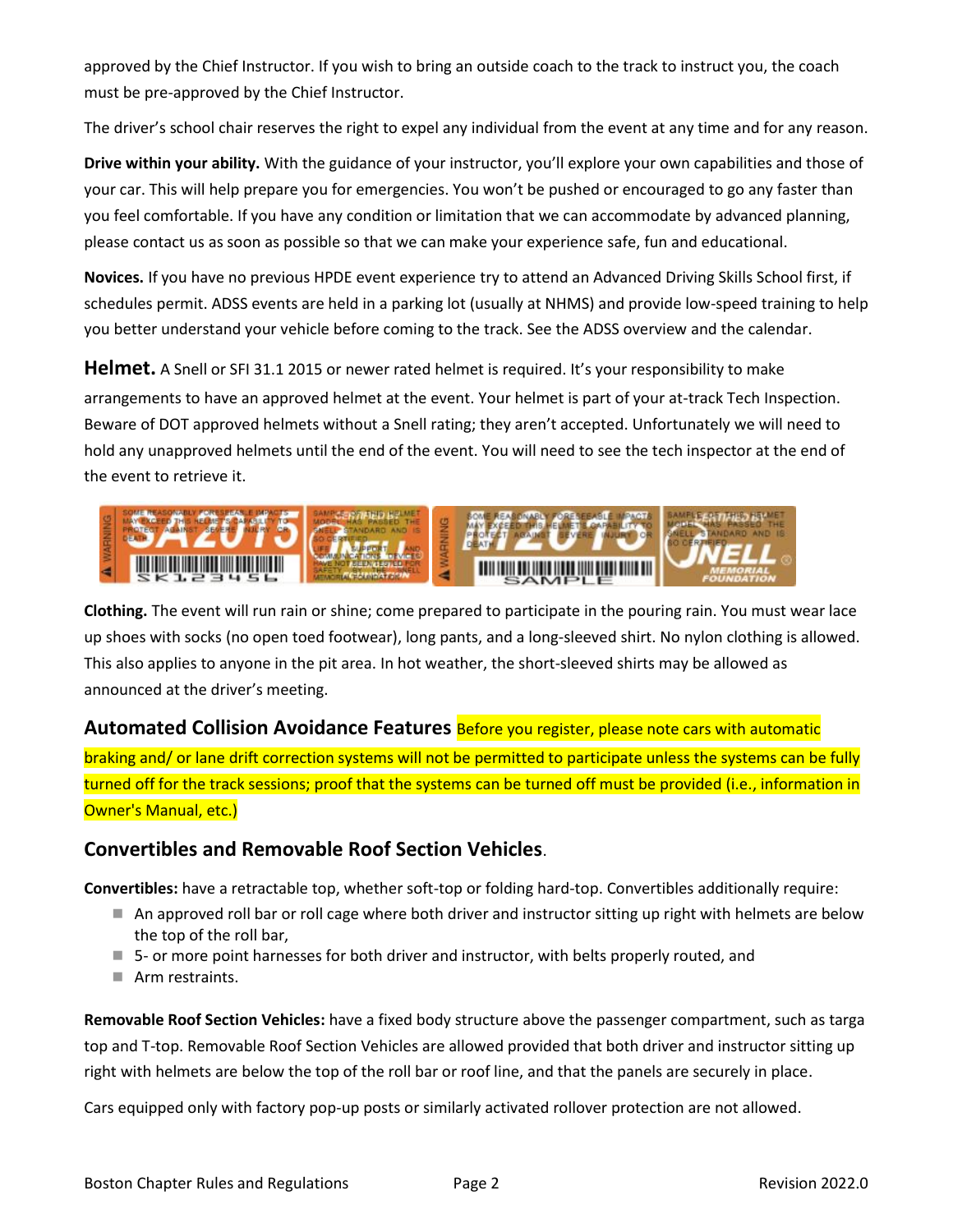approved by the Chief Instructor. If you wish to bring an outside coach to the track to instruct you, the coach must be pre-approved by the Chief Instructor.

The driver's school chair reserves the right to expel any individual from the event at any time and for any reason.

**Drive within your ability.** With the guidance of your instructor, you'll explore your own capabilities and those of your car. This will help prepare you for emergencies. You won't be pushed or encouraged to go any faster than you feel comfortable. If you have any condition or limitation that we can accommodate by advanced planning, please contact us as soon as possible so that we can make your experience safe, fun and educational.

**Novices.** If you have no previous HPDE event experience try to attend an Advanced Driving Skills School first, if schedules permit. ADSS events are held in a parking lot (usually at NHMS) and provide low-speed training to help you better understand your vehicle before coming to the track. See the ADSS overview and the calendar.

**Helmet.** A Snell or SFI 31.1 2015 or newer rated helmet is required. It's your responsibility to make arrangements to have an approved helmet at the event. Your helmet is part of your at-track Tech Inspection. Beware of DOT approved helmets without a Snell rating; they aren't accepted. Unfortunately we will need to hold any unapproved helmets until the end of the event. You will need to see the tech inspector at the end of the event to retrieve it.

**Clothing.** The event will run rain or shine; come prepared to participate in the pouring rain. You must wear lace up shoes with socks (no open toed footwear), long pants, and a long-sleeved shirt. No nylon clothing is allowed. This also applies to anyone in the pit area. In hot weather, the short-sleeved shirts may be allowed as announced at the driver's meeting.

## Automated Collision Avoidance Features

Before you register, please note cars with automatic braking and/ or lane drift correction systems will not be permitted to participate unless the systems can be fully turned off for the track sessions; proof that the systems can be turned off must be provided (i.e., information in Owner's Manual, etc.)

## Convertibles and Removable Roof Section Vehicles.

**Convertibles:** have a retractable top, whether soft-top or folding hard-top. Convertibles additionally require:

- An approved roll bar or roll cage where both driver and instructor sitting up right with helmets are below the top of the roll bar,
- 5- or more point harnesses for both driver and instructor, with belts properly routed, and
- Arm restraints.

**Removable Roof Section Vehicles:** have a fixed body structure above the passenger compartment, such as targa top and T-top. Removable Roof Section Vehicles are allowed provided that both driver and instructor sitting up right with helmets are below the top of the roll bar or roof line, and that the panels are securely in place.

Cars equipped only with factory pop-up posts or similarly activated rollover protection are not allowed.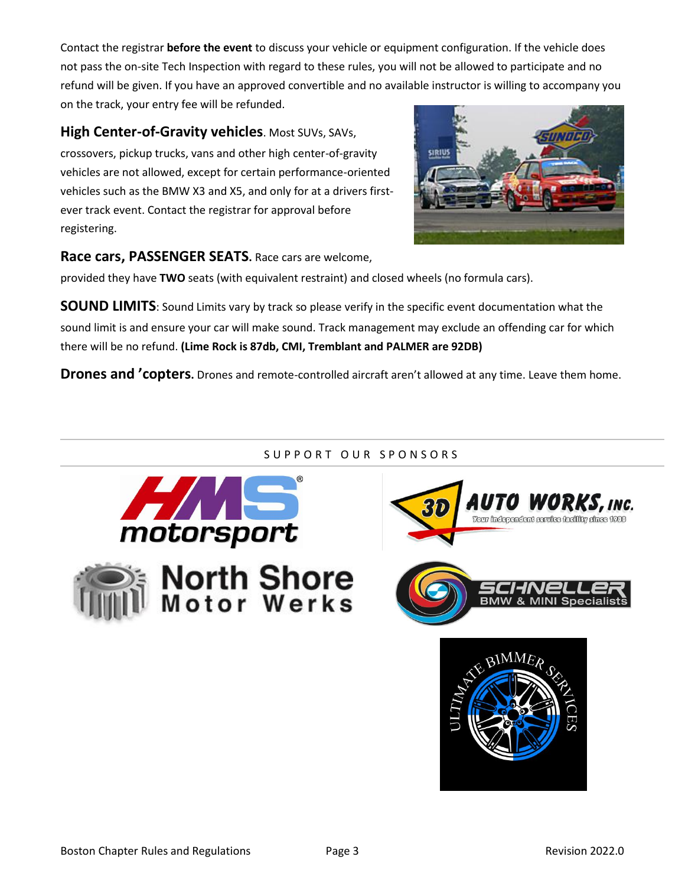Contact the registrar **before the event** to discuss your vehicle or equipment configuration. If the vehicle does not pass the on-site Tech Inspection with regard to these rules, you will not be allowed to participate and no refund will be given. If you have an approved convertible and no available instructor is willing to accompany you on the track, your entry fee will be refunded.

**High Center-of-Gravity vehicles**. Most SUVs, SAVs, crossovers, pickup trucks, vans and other high center-of-gravity vehicles are not allowed, except for certain performance-oriented vehicles such as the BMW X3 and X5, and only for at a drivers first-ever track event. Contact the registrar for approval before registering.

**Race cars, PASSENGER SEATS.** Race cars are welcome, provided they have **TWO** seats (with equivalent restraint) and closed wheels (no formula cars).

**SOUND LIMITS**: Sound Limits vary by track so please verify in the specific event documentation what the sound limit is and ensure your car will make sound. Track management may exclude an offending car for which there will be no refund. **(Lime Rock is 87db, CMI, Tremblant and PALMER are 92DB)**

**Drones and 'copters.** Drones and remote-controlled aircraft aren't allowed at any time. Leave them home.

---

SUPPORT OUR SPONSORS

---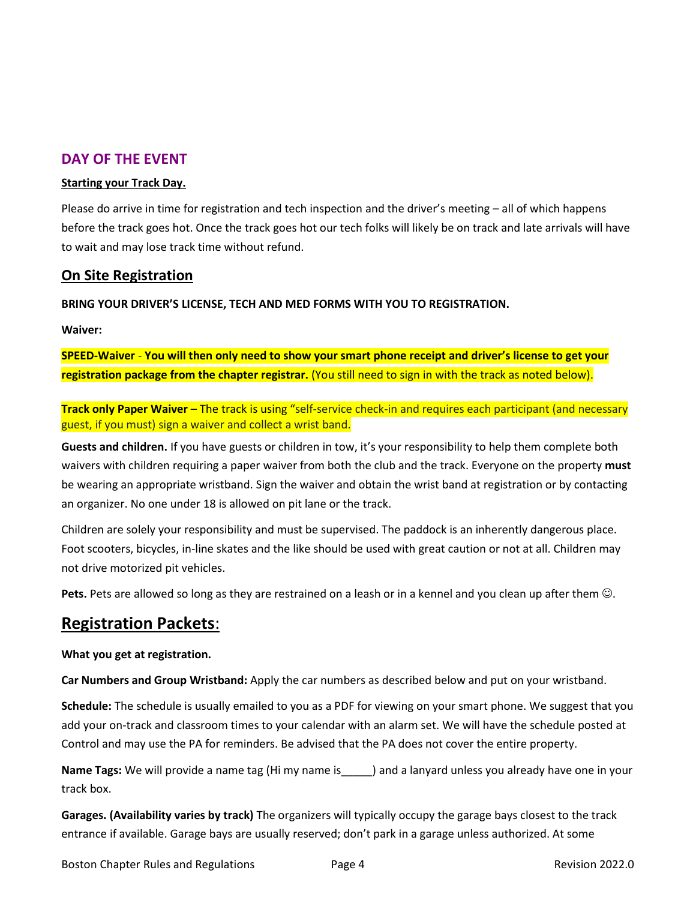## DAY OF THE EVENT

**Starting your Track Day.**

Please do arrive in time for registration and tech inspection and the driver's meeting – all of which happens before the track goes hot. Once the track goes hot our tech folks will likely be on track and late arrivals will have to wait and may lose track time without refund.

## On Site Registration

**BRING YOUR DRIVER'S LICENSE, TECH AND MED FORMS WITH YOU TO REGISTRATION.**

**Waiver:**

**SPEED-Waiver** - **You will then only need to show your smart phone receipt and driver's license to get your registration package from the chapter registrar.** (You still need to sign in with the track as noted below).

**Track only Paper Waiver** – The track is using "self-service check-in and requires each participant (and necessary guest, if you must) sign a waiver and collect a wrist band.

**Guests and children.** If you have guests or children in tow, it's your responsibility to help them complete both waivers with children requiring a paper waiver from both the club and the track. Everyone on the property **must** be wearing an appropriate wristband. Sign the waiver and obtain the wrist band at registration or by contacting an organizer. No one under 18 is allowed on pit lane or the track.

Children are solely your responsibility and must be supervised. The paddock is an inherently dangerous place. Foot scooters, bicycles, in-line skates and the like should be used with great caution or not at all. Children may not drive motorized pit vehicles.

**Pets.** Pets are allowed so long as they are restrained on a leash or in a kennel and you clean up after them ☺.

# Registration Packets:

**What you get at registration.**

**Car Numbers and Group Wristband:** Apply the car numbers as described below and put on your wristband.

**Schedule:** The schedule is usually emailed to you as a PDF for viewing on your smart phone. We suggest that you add your on-track and classroom times to your calendar with an alarm set. We will have the schedule posted at Control and may use the PA for reminders. Be advised that the PA does not cover the entire property.

**Name Tags:** We will provide a name tag (Hi my name is_____) and a lanyard unless you already have one in your track box.

**Garages. (Availability varies by track)** The organizers will typically occupy the garage bays closest to the track entrance if available. Garage bays are usually reserved; don't park in a garage unless authorized. At some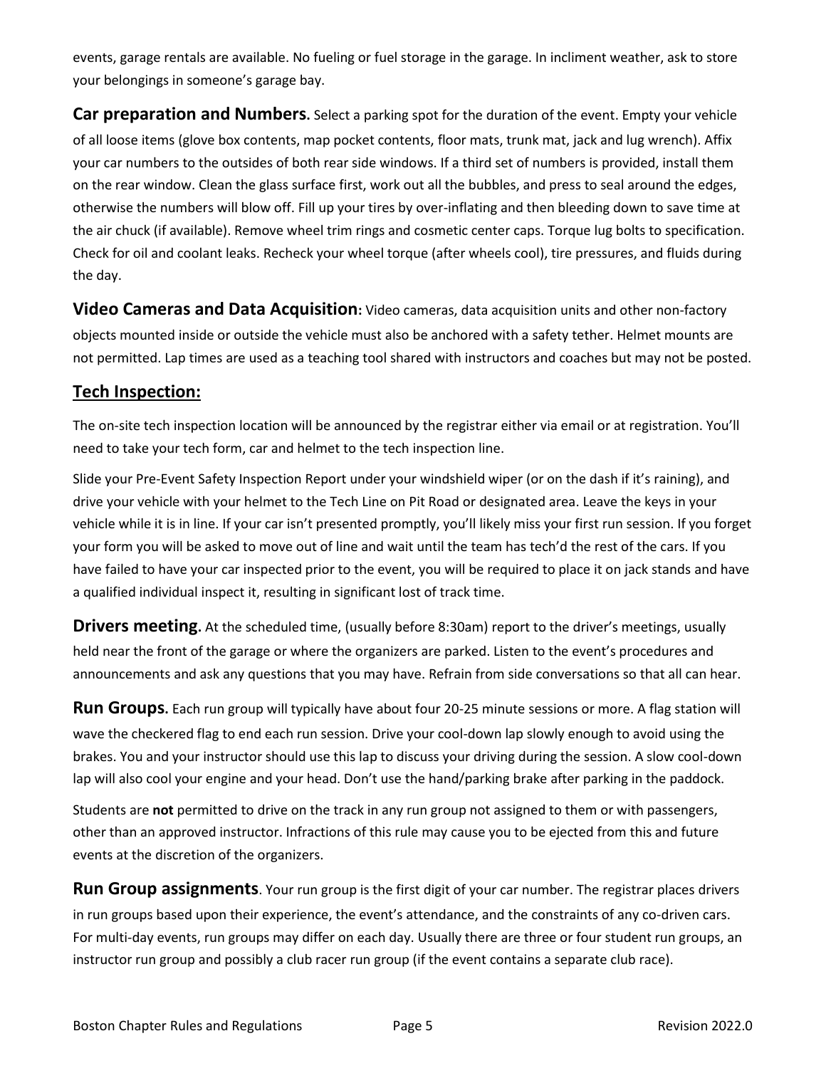events, garage rentals are available. No fueling or fuel storage in the garage. In incliment weather, ask to store your belongings in someone's garage bay.

**Car preparation and Numbers.** Select a parking spot for the duration of the event. Empty your vehicle of all loose items (glove box contents, map pocket contents, floor mats, trunk mat, jack and lug wrench). Affix your car numbers to the outsides of both rear side windows. If a third set of numbers is provided, install them on the rear window. Clean the glass surface first, work out all the bubbles, and press to seal around the edges, otherwise the numbers will blow off. Fill up your tires by over-inflating and then bleeding down to save time at the air chuck (if available). Remove wheel trim rings and cosmetic center caps. Torque lug bolts to specification. Check for oil and coolant leaks. Recheck your wheel torque (after wheels cool), tire pressures, and fluids during the day.

**Video Cameras and Data Acquisition:** Video cameras, data acquisition units and other non-factory objects mounted inside or outside the vehicle must also be anchored with a safety tether. Helmet mounts are not permitted. Lap times are used as a teaching tool shared with instructors and coaches but may not be posted.

## Tech Inspection:

The on-site tech inspection location will be announced by the registrar either via email or at registration. You'll need to take your tech form, car and helmet to the tech inspection line.

Slide your Pre-Event Safety Inspection Report under your windshield wiper (or on the dash if it's raining), and drive your vehicle with your helmet to the Tech Line on Pit Road or designated area. Leave the keys in your vehicle while it is in line. If your car isn't presented promptly, you'll likely miss your first run session. If you forget your form you will be asked to move out of line and wait until the team has tech'd the rest of the cars. If you have failed to have your car inspected prior to the event, you will be required to place it on jack stands and have a qualified individual inspect it, resulting in significant lost of track time.

**Drivers meeting.** At the scheduled time, (usually before 8:30am) report to the driver's meetings, usually held near the front of the garage or where the organizers are parked. Listen to the event's procedures and announcements and ask any questions that you may have. Refrain from side conversations so that all can hear.

**Run Groups.** Each run group will typically have about four 20-25 minute sessions or more. A flag station will wave the checkered flag to end each run session. Drive your cool-down lap slowly enough to avoid using the brakes. You and your instructor should use this lap to discuss your driving during the session. A slow cool-down lap will also cool your engine and your head. Don't use the hand/parking brake after parking in the paddock.

Students are **not** permitted to drive on the track in any run group not assigned to them or with passengers, other than an approved instructor. Infractions of this rule may cause you to be ejected from this and future events at the discretion of the organizers.

**Run Group assignments**. Your run group is the first digit of your car number. The registrar places drivers in run groups based upon their experience, the event's attendance, and the constraints of any co-driven cars. For multi-day events, run groups may differ on each day. Usually there are three or four student run groups, an instructor run group and possibly a club racer run group (if the event contains a separate club race).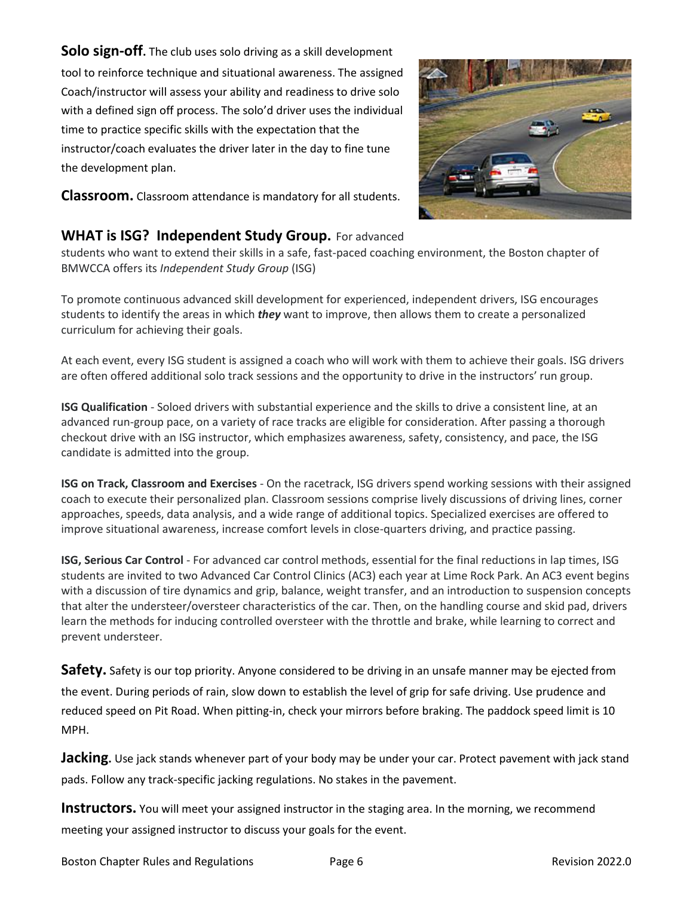**Solo sign-off.** The club uses solo driving as a skill development tool to reinforce technique and situational awareness. The assigned Coach/instructor will assess your ability and readiness to drive solo with a defined sign off process. The solo'd driver uses the individual time to practice specific skills with the expectation that the instructor/coach evaluates the driver later in the day to fine tune the development plan.

**Classroom.** Classroom attendance is mandatory for all students.

## WHAT is ISG? Independent Study Group.

For advanced students who want to extend their skills in a safe, fast-paced coaching environment, the Boston chapter of BMWCCA offers its *Independent Study Group* (ISG)

To promote continuous advanced skill development for experienced, independent drivers, ISG encourages students to identify the areas in which ***they*** want to improve, then allows them to create a personalized curriculum for achieving their goals.

At each event, every ISG student is assigned a coach who will work with them to achieve their goals. ISG drivers are often offered additional solo track sessions and the opportunity to drive in the instructors' run group.

**ISG Qualification** - Soloed drivers with substantial experience and the skills to drive a consistent line, at an advanced run-group pace, on a variety of race tracks are eligible for consideration. After passing a thorough checkout drive with an ISG instructor, which emphasizes awareness, safety, consistency, and pace, the ISG candidate is admitted into the group.

**ISG on Track, Classroom and Exercises** - On the racetrack, ISG drivers spend working sessions with their assigned coach to execute their personalized plan. Classroom sessions comprise lively discussions of driving lines, corner approaches, speeds, data analysis, and a wide range of additional topics. Specialized exercises are offered to improve situational awareness, increase comfort levels in close-quarters driving, and practice passing.

**ISG, Serious Car Control** - For advanced car control methods, essential for the final reductions in lap times, ISG students are invited to two Advanced Car Control Clinics (AC3) each year at Lime Rock Park. An AC3 event begins with a discussion of tire dynamics and grip, balance, weight transfer, and an introduction to suspension concepts that alter the understeer/oversteer characteristics of the car. Then, on the handling course and skid pad, drivers learn the methods for inducing controlled oversteer with the throttle and brake, while learning to correct and prevent understeer.

**Safety.** Safety is our top priority. Anyone considered to be driving in an unsafe manner may be ejected from the event. During periods of rain, slow down to establish the level of grip for safe driving. Use prudence and reduced speed on Pit Road. When pitting-in, check your mirrors before braking. The paddock speed limit is 10 MPH.

**Jacking.** Use jack stands whenever part of your body may be under your car. Protect pavement with jack stand pads. Follow any track-specific jacking regulations. No stakes in the pavement.

**Instructors.** You will meet your assigned instructor in the staging area. In the morning, we recommend meeting your assigned instructor to discuss your goals for the event.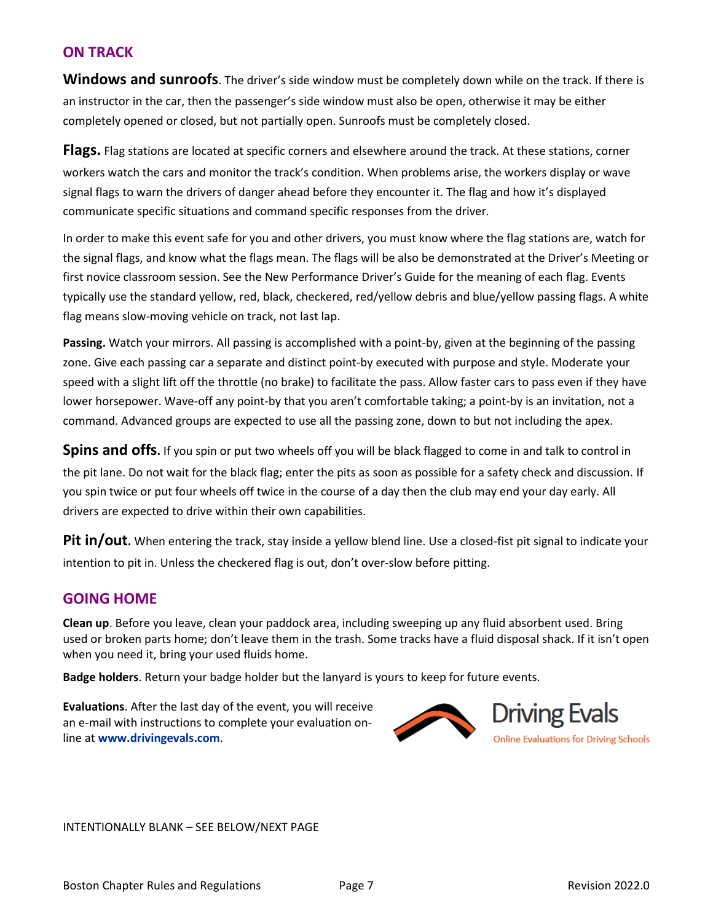## ON TRACK

**Windows and sunroofs**. The driver's side window must be completely down while on the track. If there is an instructor in the car, then the passenger's side window must also be open, otherwise it may be either completely opened or closed, but not partially open. Sunroofs must be completely closed.

**Flags.** Flag stations are located at specific corners and elsewhere around the track. At these stations, corner workers watch the cars and monitor the track's condition. When problems arise, the workers display or wave signal flags to warn the drivers of danger ahead before they encounter it. The flag and how it's displayed communicate specific situations and command specific responses from the driver.

In order to make this event safe for you and other drivers, you must know where the flag stations are, watch for the signal flags, and know what the flags mean. The flags will be also be demonstrated at the Driver's Meeting or first novice classroom session. See the New Performance Driver's Guide for the meaning of each flag. Events typically use the standard yellow, red, black, checkered, red/yellow debris and blue/yellow passing flags. A white flag means slow-moving vehicle on track, not last lap.

**Passing.** Watch your mirrors. All passing is accomplished with a point-by, given at the beginning of the passing zone. Give each passing car a separate and distinct point-by executed with purpose and style. Moderate your speed with a slight lift off the throttle (no brake) to facilitate the pass. Allow faster cars to pass even if they have lower horsepower. Wave-off any point-by that you aren't comfortable taking; a point-by is an invitation, not a command. Advanced groups are expected to use all the passing zone, down to but not including the apex.

**Spins and offs.** If you spin or put two wheels off you will be black flagged to come in and talk to control in the pit lane. Do not wait for the black flag; enter the pits as soon as possible for a safety check and discussion. If you spin twice or put four wheels off twice in the course of a day then the club may end your day early. All drivers are expected to drive within their own capabilities.

**Pit in/out.** When entering the track, stay inside a yellow blend line. Use a closed-fist pit signal to indicate your intention to pit in. Unless the checkered flag is out, don't over-slow before pitting.

## GOING HOME

**Clean up**. Before you leave, clean your paddock area, including sweeping up any fluid absorbent used. Bring used or broken parts home; don't leave them in the trash. Some tracks have a fluid disposal shack. If it isn't open when you need it, bring your used fluids home.

**Badge holders**. Return your badge holder but the lanyard is yours to keep for future events.

**Evaluations**. After the last day of the event, you will receive an e-mail with instructions to complete your evaluation on-line at **www.drivingevals.com**.

Driving Evals
Online Evaluations for Driving Schools

INTENTIONALLY BLANK – SEE BELOW/NEXT PAGE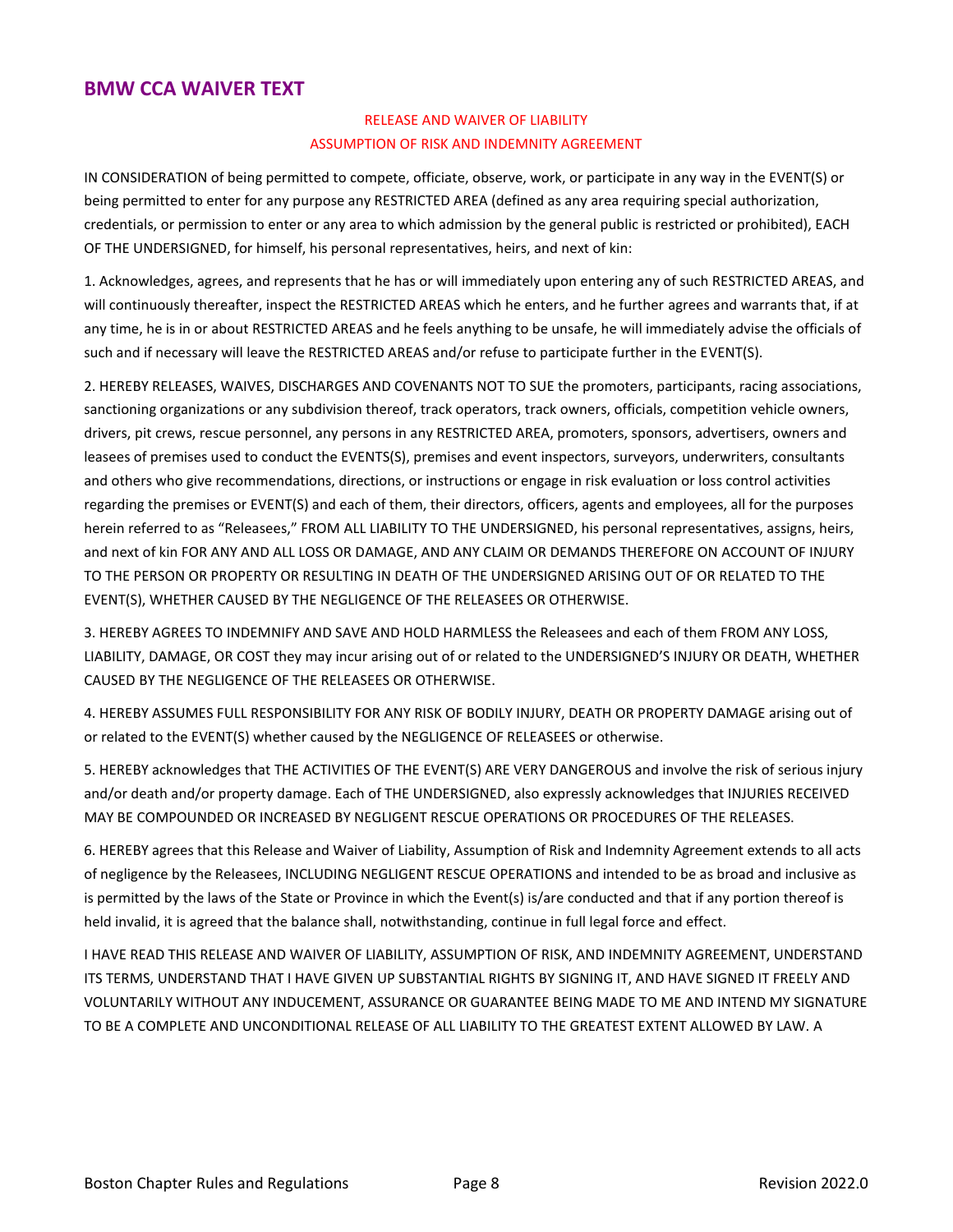## BMW CCA WAIVER TEXT

RELEASE AND WAIVER OF LIABILITY
ASSUMPTION OF RISK AND INDEMNITY AGREEMENT

IN CONSIDERATION of being permitted to compete, officiate, observe, work, or participate in any way in the EVENT(S) or being permitted to enter for any purpose any RESTRICTED AREA (defined as any area requiring special authorization, credentials, or permission to enter or any area to which admission by the general public is restricted or prohibited), EACH OF THE UNDERSIGNED, for himself, his personal representatives, heirs, and next of kin:

1. Acknowledges, agrees, and represents that he has or will immediately upon entering any of such RESTRICTED AREAS, and will continuously thereafter, inspect the RESTRICTED AREAS which he enters, and he further agrees and warrants that, if at any time, he is in or about RESTRICTED AREAS and he feels anything to be unsafe, he will immediately advise the officials of such and if necessary will leave the RESTRICTED AREAS and/or refuse to participate further in the EVENT(S).

2. HEREBY RELEASES, WAIVES, DISCHARGES AND COVENANTS NOT TO SUE the promoters, participants, racing associations, sanctioning organizations or any subdivision thereof, track operators, track owners, officials, competition vehicle owners, drivers, pit crews, rescue personnel, any persons in any RESTRICTED AREA, promoters, sponsors, advertisers, owners and leasees of premises used to conduct the EVENTS(S), premises and event inspectors, surveyors, underwriters, consultants and others who give recommendations, directions, or instructions or engage in risk evaluation or loss control activities regarding the premises or EVENT(S) and each of them, their directors, officers, agents and employees, all for the purposes herein referred to as "Releasees," FROM ALL LIABILITY TO THE UNDERSIGNED, his personal representatives, assigns, heirs, and next of kin FOR ANY AND ALL LOSS OR DAMAGE, AND ANY CLAIM OR DEMANDS THEREFORE ON ACCOUNT OF INJURY TO THE PERSON OR PROPERTY OR RESULTING IN DEATH OF THE UNDERSIGNED ARISING OUT OF OR RELATED TO THE EVENT(S), WHETHER CAUSED BY THE NEGLIGENCE OF THE RELEASEES OR OTHERWISE.

3. HEREBY AGREES TO INDEMNIFY AND SAVE AND HOLD HARMLESS the Releasees and each of them FROM ANY LOSS, LIABILITY, DAMAGE, OR COST they may incur arising out of or related to the UNDERSIGNED'S INJURY OR DEATH, WHETHER CAUSED BY THE NEGLIGENCE OF THE RELEASEES OR OTHERWISE.

4. HEREBY ASSUMES FULL RESPONSIBILITY FOR ANY RISK OF BODILY INJURY, DEATH OR PROPERTY DAMAGE arising out of or related to the EVENT(S) whether caused by the NEGLIGENCE OF RELEASEES or otherwise.

5. HEREBY acknowledges that THE ACTIVITIES OF THE EVENT(S) ARE VERY DANGEROUS and involve the risk of serious injury and/or death and/or property damage. Each of THE UNDERSIGNED, also expressly acknowledges that INJURIES RECEIVED MAY BE COMPOUNDED OR INCREASED BY NEGLIGENT RESCUE OPERATIONS OR PROCEDURES OF THE RELEASES.

6. HEREBY agrees that this Release and Waiver of Liability, Assumption of Risk and Indemnity Agreement extends to all acts of negligence by the Releasees, INCLUDING NEGLIGENT RESCUE OPERATIONS and intended to be as broad and inclusive as is permitted by the laws of the State or Province in which the Event(s) is/are conducted and that if any portion thereof is held invalid, it is agreed that the balance shall, notwithstanding, continue in full legal force and effect.

I HAVE READ THIS RELEASE AND WAIVER OF LIABILITY, ASSUMPTION OF RISK, AND INDEMNITY AGREEMENT, UNDERSTAND ITS TERMS, UNDERSTAND THAT I HAVE GIVEN UP SUBSTANTIAL RIGHTS BY SIGNING IT, AND HAVE SIGNED IT FREELY AND VOLUNTARILY WITHOUT ANY INDUCEMENT, ASSURANCE OR GUARANTEE BEING MADE TO ME AND INTEND MY SIGNATURE TO BE A COMPLETE AND UNCONDITIONAL RELEASE OF ALL LIABILITY TO THE GREATEST EXTENT ALLOWED BY LAW. A